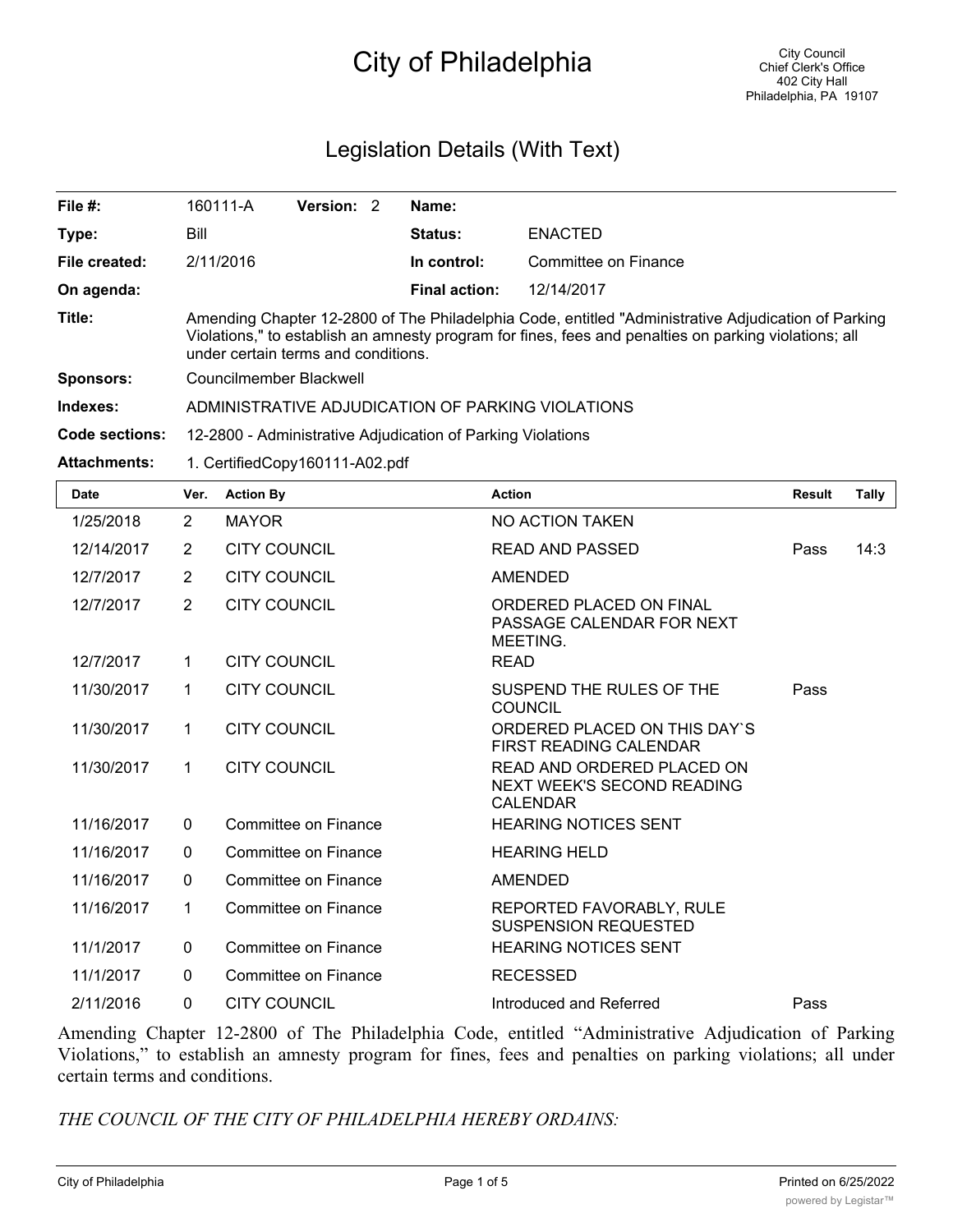# City of Philadelphia

City Council
Chief Clerk's Office
402 City Hall
Philadelphia, PA 19107

## Legislation Details (With Text)

| | | | | | |
|---|---|---|---|---|---|
| **File #:** | 160111-A | **Version:** | 2 | **Name:** | |
| **Type:** | Bill | | | **Status:** | ENACTED |
| **File created:** | 2/11/2016 | | | **In control:** | Committee on Finance |
| **On agenda:** | | | | **Final action:** | 12/14/2017 |

**Title:** Amending Chapter 12-2800 of The Philadelphia Code, entitled "Administrative Adjudication of Parking Violations," to establish an amnesty program for fines, fees and penalties on parking violations; all under certain terms and conditions.

**Sponsors:** Councilmember Blackwell

**Indexes:** ADMINISTRATIVE ADJUDICATION OF PARKING VIOLATIONS

**Code sections:** 12-2800 - Administrative Adjudication of Parking Violations

**Attachments:** 1. CertifiedCopy160111-A02.pdf

| Date | Ver. | Action By | Action | Result | Tally |
|---|---|---|---|---|---|
| 1/25/2018 | 2 | MAYOR | NO ACTION TAKEN | | |
| 12/14/2017 | 2 | CITY COUNCIL | READ AND PASSED | Pass | 14:3 |
| 12/7/2017 | 2 | CITY COUNCIL | AMENDED | | |
| 12/7/2017 | 2 | CITY COUNCIL | ORDERED PLACED ON FINAL PASSAGE CALENDAR FOR NEXT MEETING. | | |
| 12/7/2017 | 1 | CITY COUNCIL | READ | | |
| 11/30/2017 | 1 | CITY COUNCIL | SUSPEND THE RULES OF THE COUNCIL | Pass | |
| 11/30/2017 | 1 | CITY COUNCIL | ORDERED PLACED ON THIS DAY`S FIRST READING CALENDAR | | |
| 11/30/2017 | 1 | CITY COUNCIL | READ AND ORDERED PLACED ON NEXT WEEK'S SECOND READING CALENDAR | | |
| 11/16/2017 | 0 | Committee on Finance | HEARING NOTICES SENT | | |
| 11/16/2017 | 0 | Committee on Finance | HEARING HELD | | |
| 11/16/2017 | 0 | Committee on Finance | AMENDED | | |
| 11/16/2017 | 1 | Committee on Finance | REPORTED FAVORABLY, RULE SUSPENSION REQUESTED | | |
| 11/1/2017 | 0 | Committee on Finance | HEARING NOTICES SENT | | |
| 11/1/2017 | 0 | Committee on Finance | RECESSED | | |
| 2/11/2016 | 0 | CITY COUNCIL | Introduced and Referred | Pass | |

Amending Chapter 12-2800 of The Philadelphia Code, entitled "Administrative Adjudication of Parking Violations," to establish an amnesty program for fines, fees and penalties on parking violations; all under certain terms and conditions.

*THE COUNCIL OF THE CITY OF PHILADELPHIA HEREBY ORDAINS:*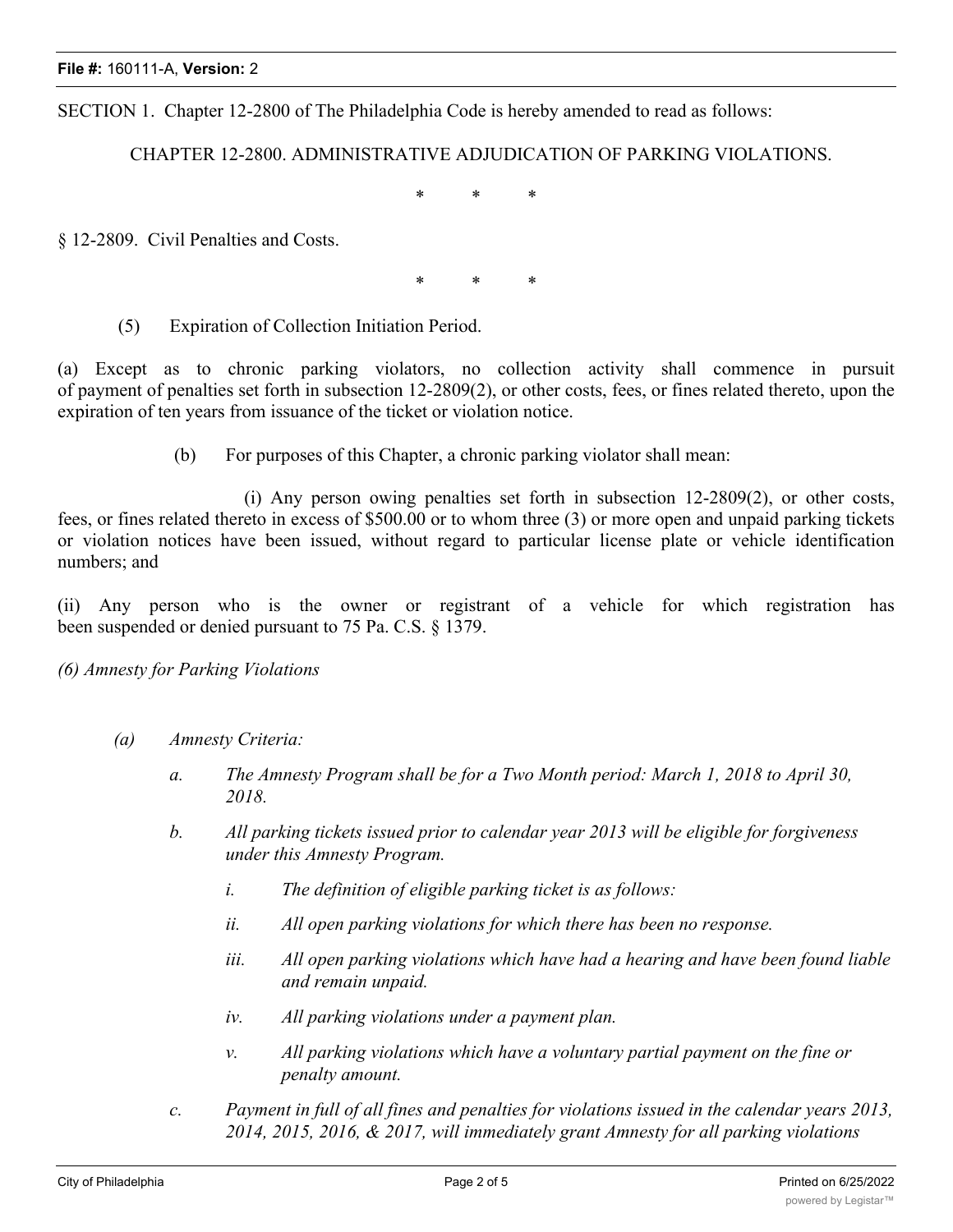SECTION 1. Chapter 12-2800 of The Philadelphia Code is hereby amended to read as follows:

CHAPTER 12-2800. ADMINISTRATIVE ADJUDICATION OF PARKING VIOLATIONS.

\* \* \*

§ 12-2809. Civil Penalties and Costs.

\* \* \*

(5) Expiration of Collection Initiation Period.

(a) Except as to chronic parking violators, no collection activity shall commence in pursuit of payment of penalties set forth in subsection 12-2809(2), or other costs, fees, or fines related thereto, upon the expiration of ten years from issuance of the ticket or violation notice.

(b) For purposes of this Chapter, a chronic parking violator shall mean:

(i) Any person owing penalties set forth in subsection 12-2809(2), or other costs, fees, or fines related thereto in excess of $500.00 or to whom three (3) or more open and unpaid parking tickets or violation notices have been issued, without regard to particular license plate or vehicle identification numbers; and

(ii) Any person who is the owner or registrant of a vehicle for which registration has been suspended or denied pursuant to 75 Pa. C.S. § 1379.

*(6) Amnesty for Parking Violations*

*(a) Amnesty Criteria:*

*a. The Amnesty Program shall be for a Two Month period: March 1, 2018 to April 30, 2018.*

*b. All parking tickets issued prior to calendar year 2013 will be eligible for forgiveness under this Amnesty Program.*

*i. The definition of eligible parking ticket is as follows:*

*ii. All open parking violations for which there has been no response.*

*iii. All open parking violations which have had a hearing and have been found liable and remain unpaid.*

*iv. All parking violations under a payment plan.*

*v. All parking violations which have a voluntary partial payment on the fine or penalty amount.*

*c. Payment in full of all fines and penalties for violations issued in the calendar years 2013, 2014, 2015, 2016, & 2017, will immediately grant Amnesty for all parking violations*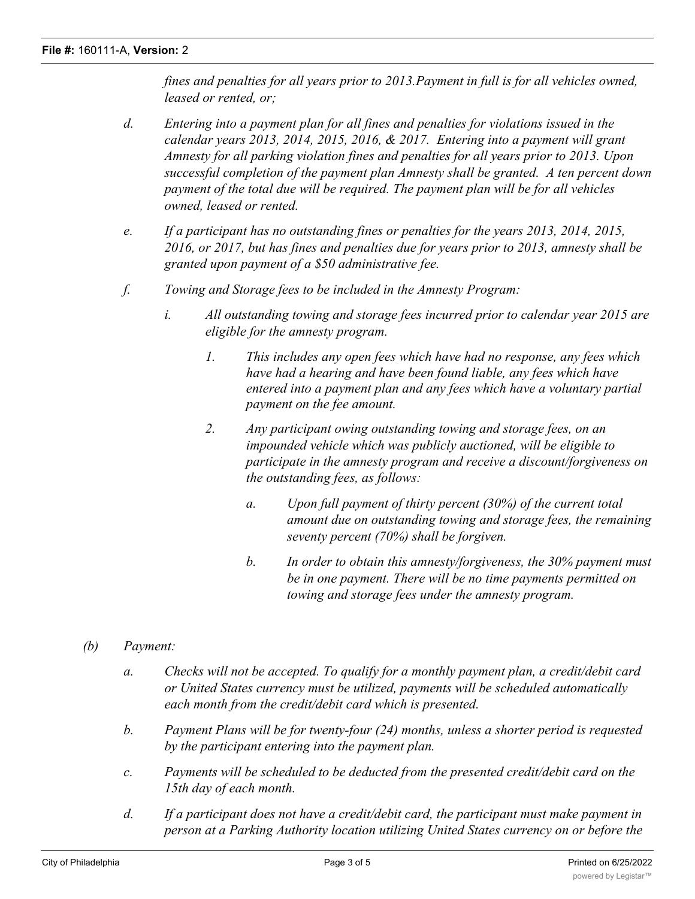*fines and penalties for all years prior to 2013.Payment in full is for all vehicles owned, leased or rented, or;*

- d. *Entering into a payment plan for all fines and penalties for violations issued in the calendar years 2013, 2014, 2015, 2016, & 2017. Entering into a payment will grant Amnesty for all parking violation fines and penalties for all years prior to 2013. Upon successful completion of the payment plan Amnesty shall be granted. A ten percent down payment of the total due will be required. The payment plan will be for all vehicles owned, leased or rented.*
- e. *If a participant has no outstanding fines or penalties for the years 2013, 2014, 2015, 2016, or 2017, but has fines and penalties due for years prior to 2013, amnesty shall be granted upon payment of a $50 administrative fee.*
- f. *Towing and Storage fees to be included in the Amnesty Program:*
  - i. *All outstanding towing and storage fees incurred prior to calendar year 2015 are eligible for the amnesty program.*
    - 1. *This includes any open fees which have had no response, any fees which have had a hearing and have been found liable, any fees which have entered into a payment plan and any fees which have a voluntary partial payment on the fee amount.*
    - 2. *Any participant owing outstanding towing and storage fees, on an impounded vehicle which was publicly auctioned, will be eligible to participate in the amnesty program and receive a discount/forgiveness on the outstanding fees, as follows:*
      - a. *Upon full payment of thirty percent (30%) of the current total amount due on outstanding towing and storage fees, the remaining seventy percent (70%) shall be forgiven.*
      - b. *In order to obtain this amnesty/forgiveness, the 30% payment must be in one payment. There will be no time payments permitted on towing and storage fees under the amnesty program.*

(b) *Payment:*

- a. *Checks will not be accepted. To qualify for a monthly payment plan, a credit/debit card or United States currency must be utilized, payments will be scheduled automatically each month from the credit/debit card which is presented.*
- b. *Payment Plans will be for twenty-four (24) months, unless a shorter period is requested by the participant entering into the payment plan.*
- c. *Payments will be scheduled to be deducted from the presented credit/debit card on the 15th day of each month.*
- d. *If a participant does not have a credit/debit card, the participant must make payment in person at a Parking Authority location utilizing United States currency on or before the*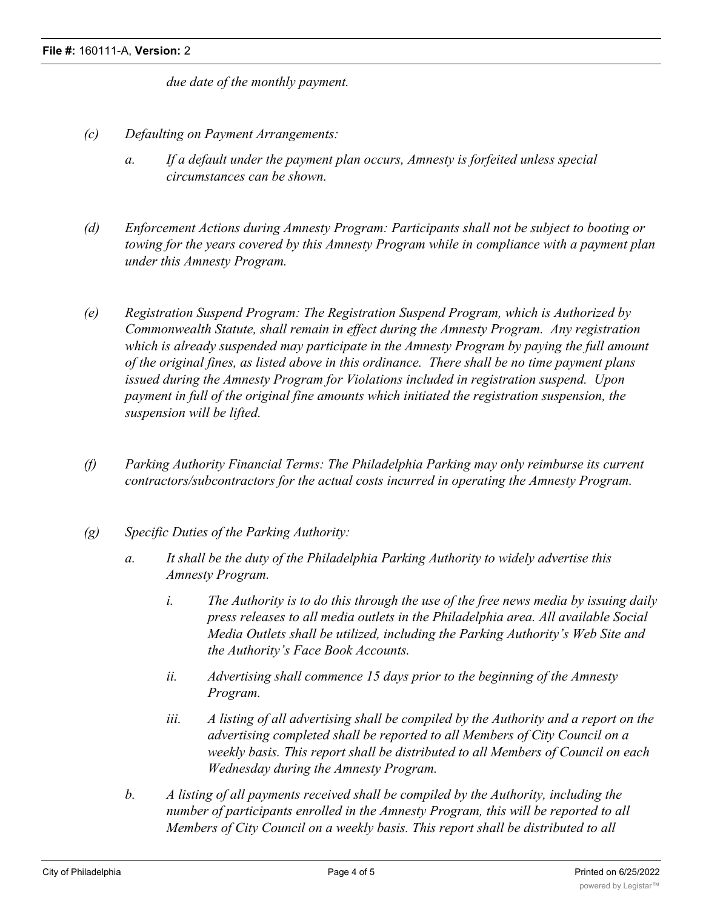*due date of the monthly payment.*

*(c) Defaulting on Payment Arrangements:*

*a. If a default under the payment plan occurs, Amnesty is forfeited unless special circumstances can be shown.*

*(d) Enforcement Actions during Amnesty Program: Participants shall not be subject to booting or towing for the years covered by this Amnesty Program while in compliance with a payment plan under this Amnesty Program.*

*(e) Registration Suspend Program: The Registration Suspend Program, which is Authorized by Commonwealth Statute, shall remain in effect during the Amnesty Program. Any registration which is already suspended may participate in the Amnesty Program by paying the full amount of the original fines, as listed above in this ordinance. There shall be no time payment plans issued during the Amnesty Program for Violations included in registration suspend. Upon payment in full of the original fine amounts which initiated the registration suspension, the suspension will be lifted.*

*(f) Parking Authority Financial Terms: The Philadelphia Parking may only reimburse its current contractors/subcontractors for the actual costs incurred in operating the Amnesty Program.*

*(g) Specific Duties of the Parking Authority:*

*a. It shall be the duty of the Philadelphia Parking Authority to widely advertise this Amnesty Program.*

*i. The Authority is to do this through the use of the free news media by issuing daily press releases to all media outlets in the Philadelphia area. All available Social Media Outlets shall be utilized, including the Parking Authority's Web Site and the Authority's Face Book Accounts.*

*ii. Advertising shall commence 15 days prior to the beginning of the Amnesty Program.*

*iii. A listing of all advertising shall be compiled by the Authority and a report on the advertising completed shall be reported to all Members of City Council on a weekly basis. This report shall be distributed to all Members of Council on each Wednesday during the Amnesty Program.*

*b. A listing of all payments received shall be compiled by the Authority, including the number of participants enrolled in the Amnesty Program, this will be reported to all Members of City Council on a weekly basis. This report shall be distributed to all*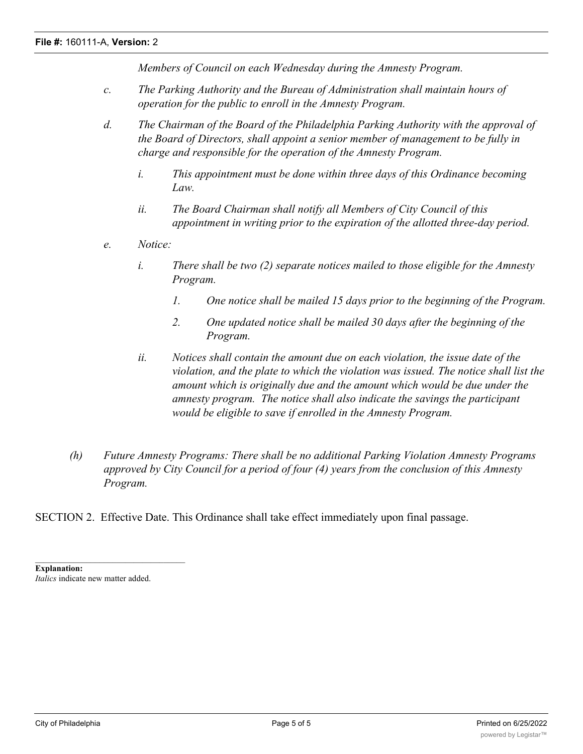*Members of Council on each Wednesday during the Amnesty Program.*

*c. The Parking Authority and the Bureau of Administration shall maintain hours of operation for the public to enroll in the Amnesty Program.*

*d. The Chairman of the Board of the Philadelphia Parking Authority with the approval of the Board of Directors, shall appoint a senior member of management to be fully in charge and responsible for the operation of the Amnesty Program.*

*i. This appointment must be done within three days of this Ordinance becoming Law.*

*ii. The Board Chairman shall notify all Members of City Council of this appointment in writing prior to the expiration of the allotted three-day period.*

*e. Notice:*

*i. There shall be two (2) separate notices mailed to those eligible for the Amnesty Program.*

*1. One notice shall be mailed 15 days prior to the beginning of the Program.*

*2. One updated notice shall be mailed 30 days after the beginning of the Program.*

*ii. Notices shall contain the amount due on each violation, the issue date of the violation, and the plate to which the violation was issued. The notice shall list the amount which is originally due and the amount which would be due under the amnesty program. The notice shall also indicate the savings the participant would be eligible to save if enrolled in the Amnesty Program.*

*(h) Future Amnesty Programs: There shall be no additional Parking Violation Amnesty Programs approved by City Council for a period of four (4) years from the conclusion of this Amnesty Program.*

SECTION 2. Effective Date. This Ordinance shall take effect immediately upon final passage.

**Explanation:**
*Italics* indicate new matter added.